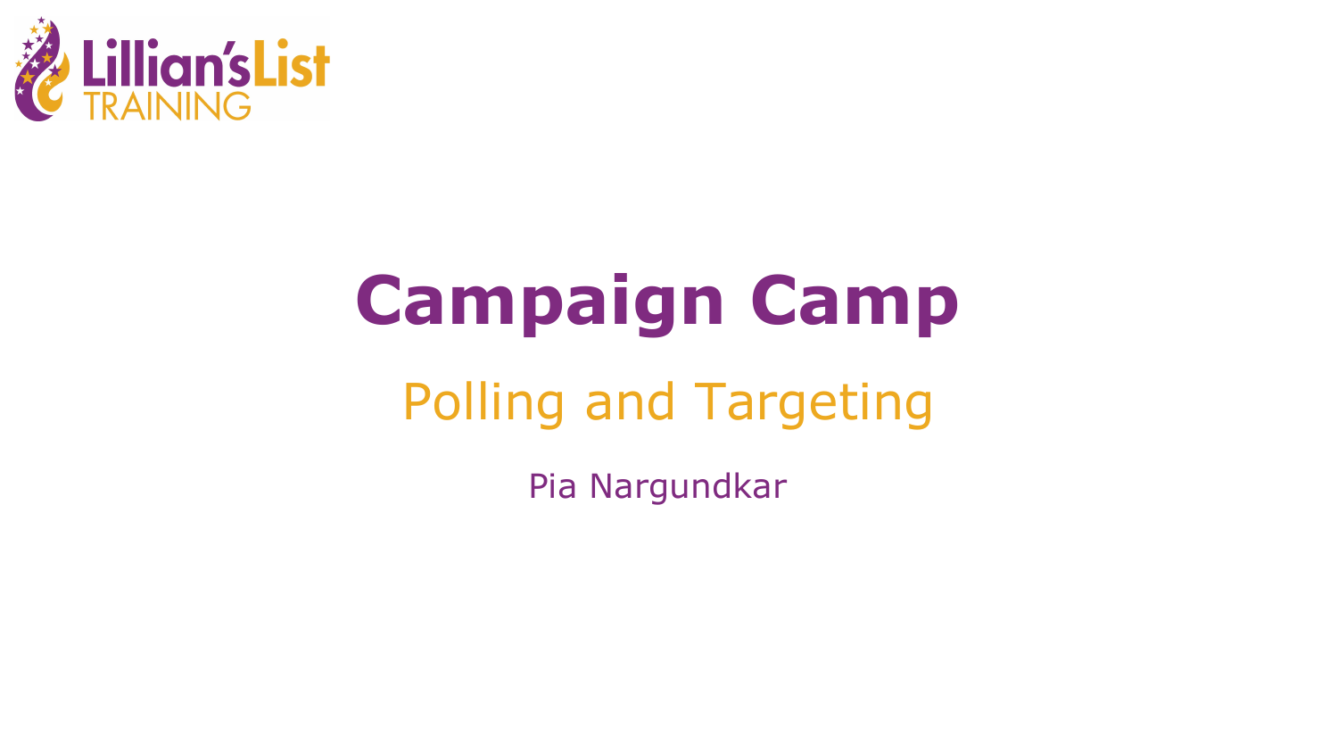Lillian's List TRAINING

# Campaign Camp

## Polling and Targeting

Pia Nargundkar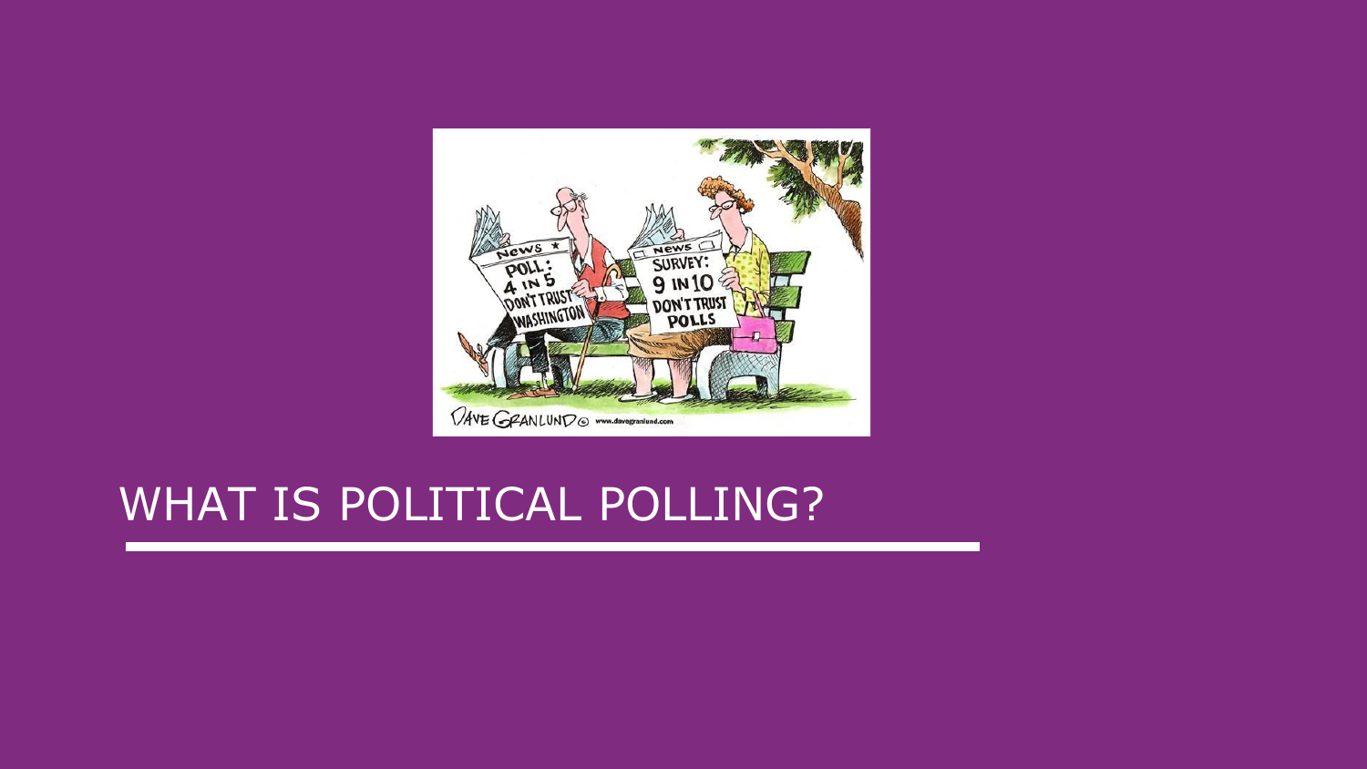# WHAT IS POLITICAL POLLING?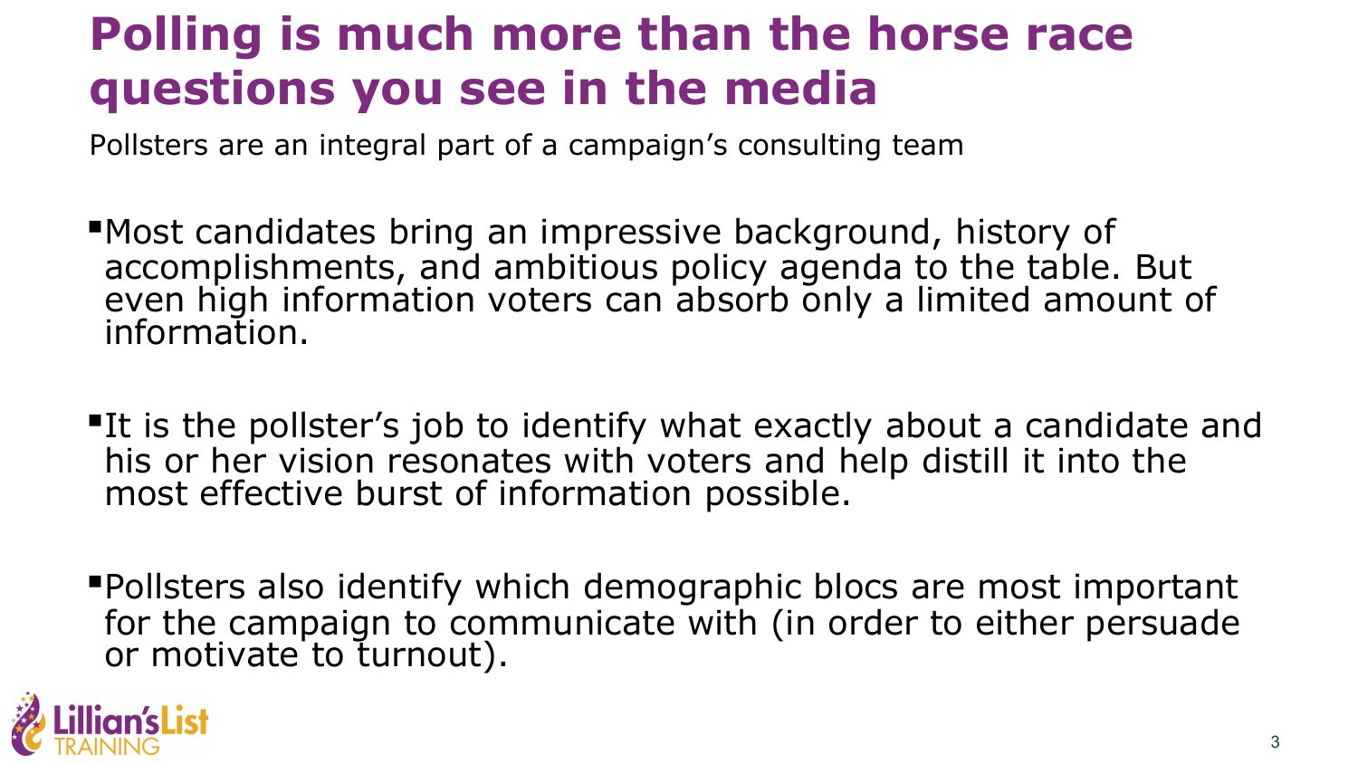# Polling is much more than the horse race questions you see in the media

Pollsters are an integral part of a campaign's consulting team

- Most candidates bring an impressive background, history of accomplishments, and ambitious policy agenda to the table. But even high information voters can absorb only a limited amount of information.

- It is the pollster's job to identify what exactly about a candidate and his or her vision resonates with voters and help distill it into the most effective burst of information possible.

- Pollsters also identify which demographic blocs are most important for the campaign to communicate with (in order to either persuade or motivate to turnout).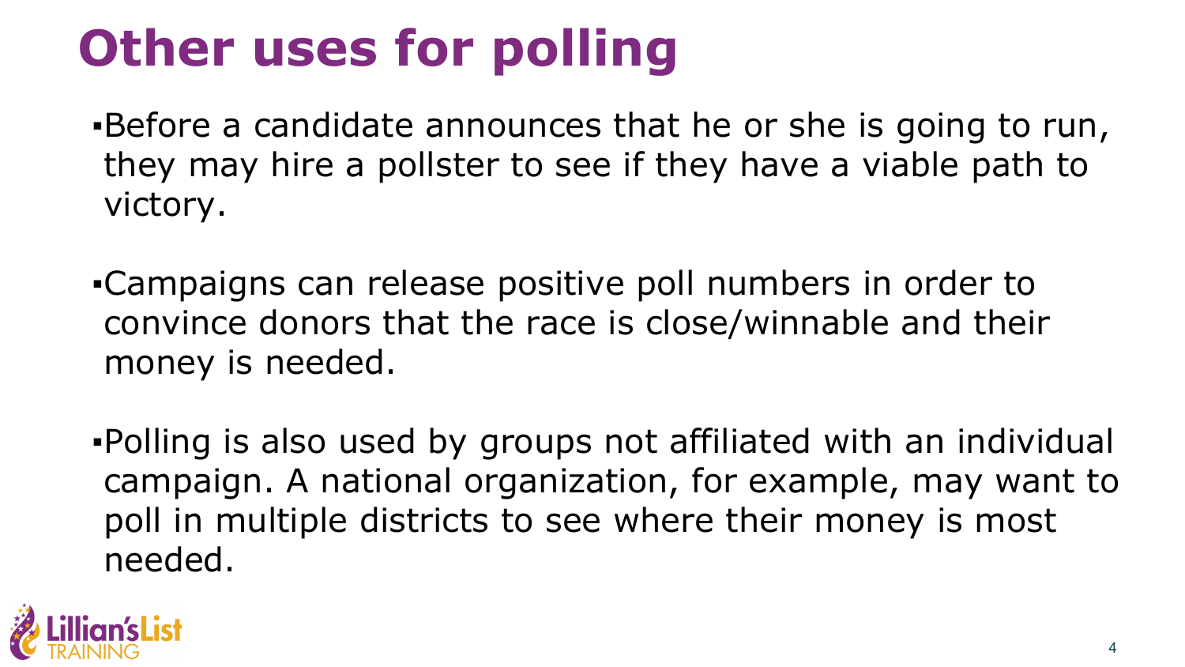# Other uses for polling

- Before a candidate announces that he or she is going to run, they may hire a pollster to see if they have a viable path to victory.

- Campaigns can release positive poll numbers in order to convince donors that the race is close/winnable and their money is needed.

- Polling is also used by groups not affiliated with an individual campaign. A national organization, for example, may want to poll in multiple districts to see where their money is most needed.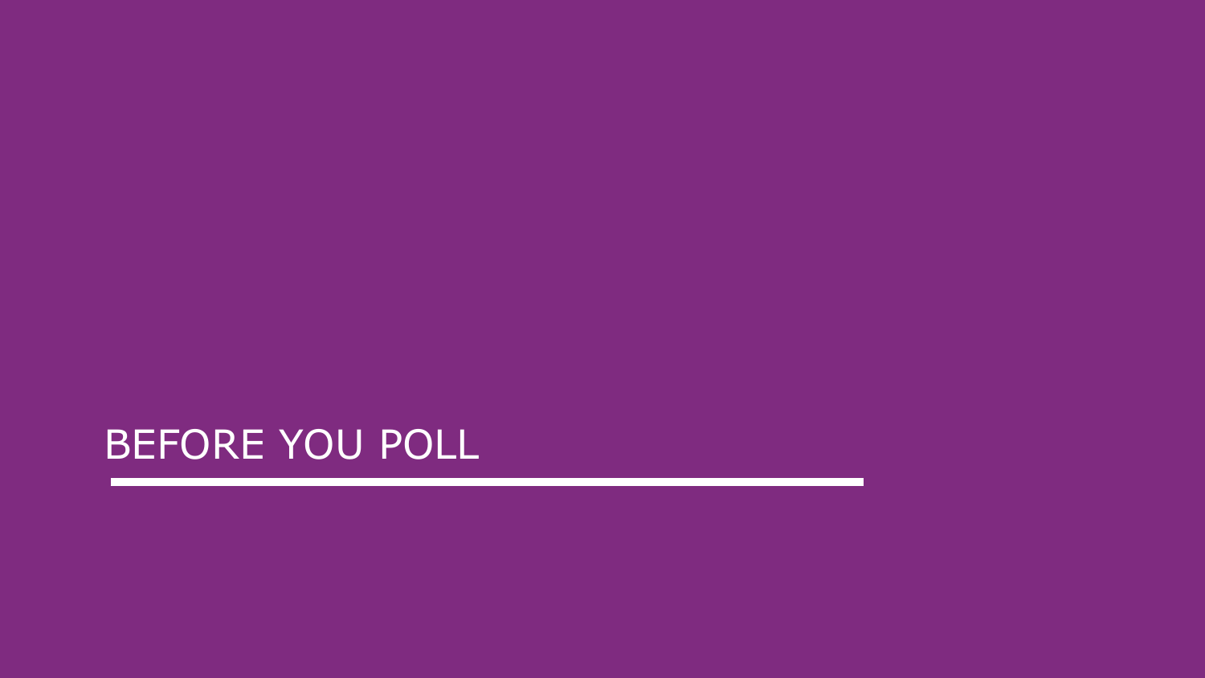# BEFORE YOU POLL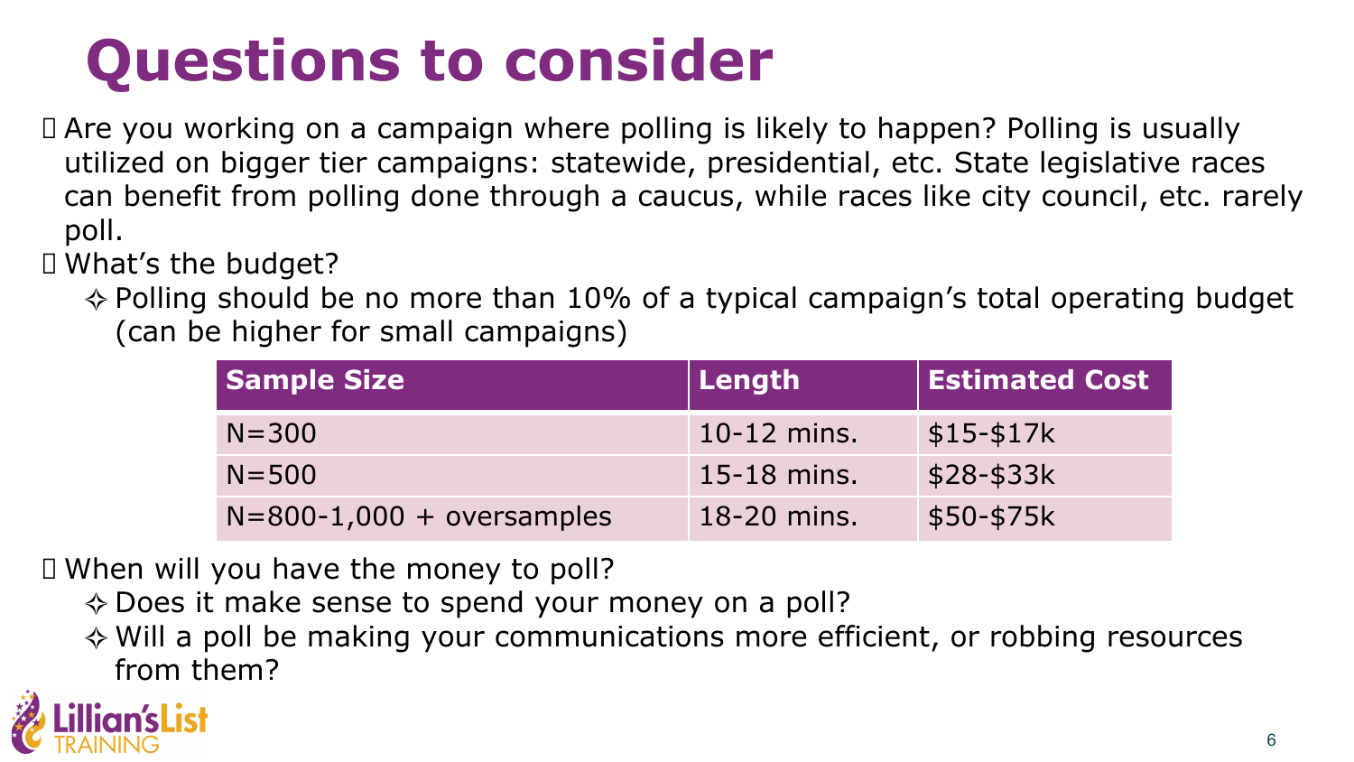# Questions to consider

- Are you working on a campaign where polling is likely to happen? Polling is usually utilized on bigger tier campaigns: statewide, presidential, etc. State legislative races can benefit from polling done through a caucus, while races like city council, etc. rarely poll.
- What's the budget?
  - Polling should be no more than 10% of a typical campaign's total operating budget (can be higher for small campaigns)

| Sample Size | Length | Estimated Cost |
| --- | --- | --- |
| N=300 | 10-12 mins. | $15-$17k |
| N=500 | 15-18 mins. | $28-$33k |
| N=800-1,000 + oversamples | 18-20 mins. | $50-$75k |

- When will you have the money to poll?
  - Does it make sense to spend your money on a poll?
  - Will a poll be making your communications more efficient, or robbing resources from them?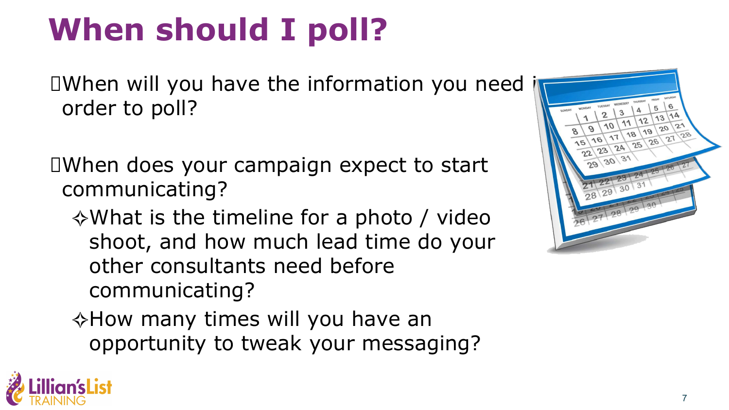# When should I poll?

- When will you have the information you need in order to poll?

- When does your campaign expect to start communicating?
  - What is the timeline for a photo / video shoot, and how much lead time do your other consultants need before communicating?
  - How many times will you have an opportunity to tweak your messaging?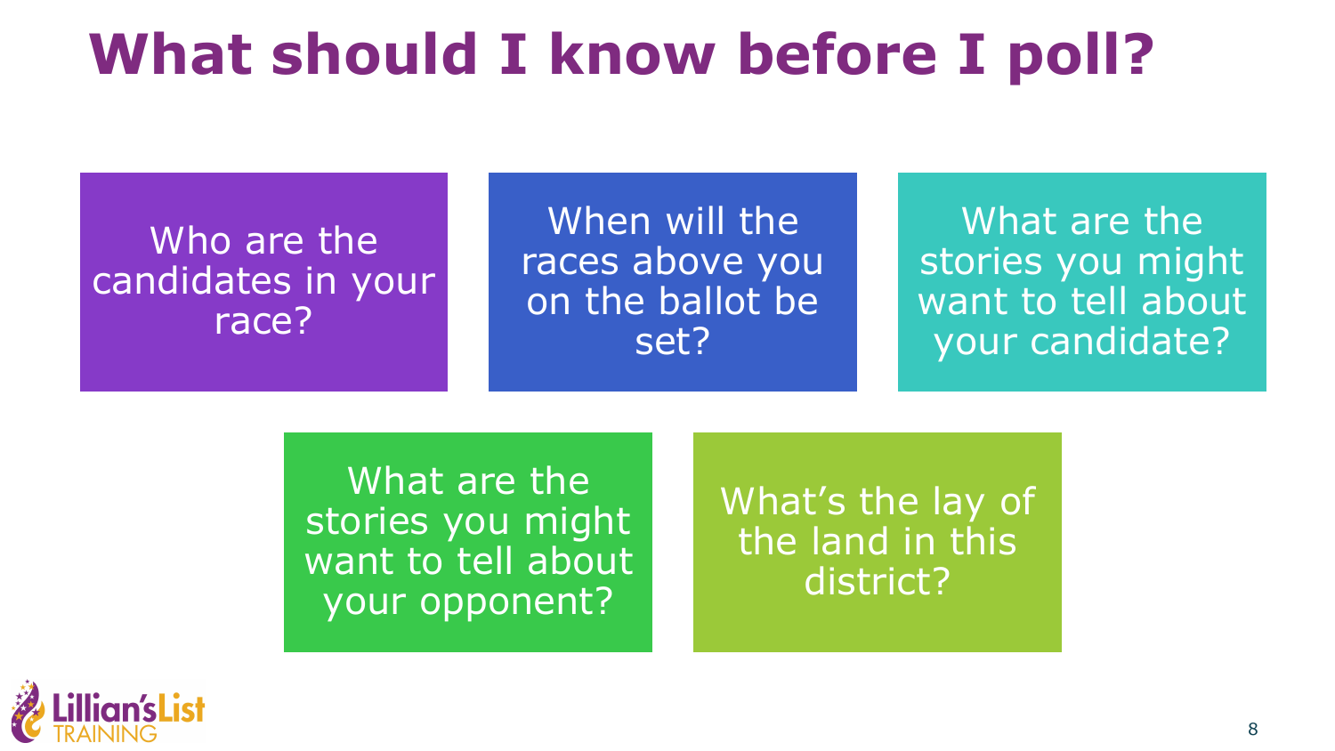# What should I know before I poll?

- Who are the candidates in your race?
- When will the races above you on the ballot be set?
- What are the stories you might want to tell about your candidate?
- What are the stories you might want to tell about your opponent?
- What's the lay of the land in this district?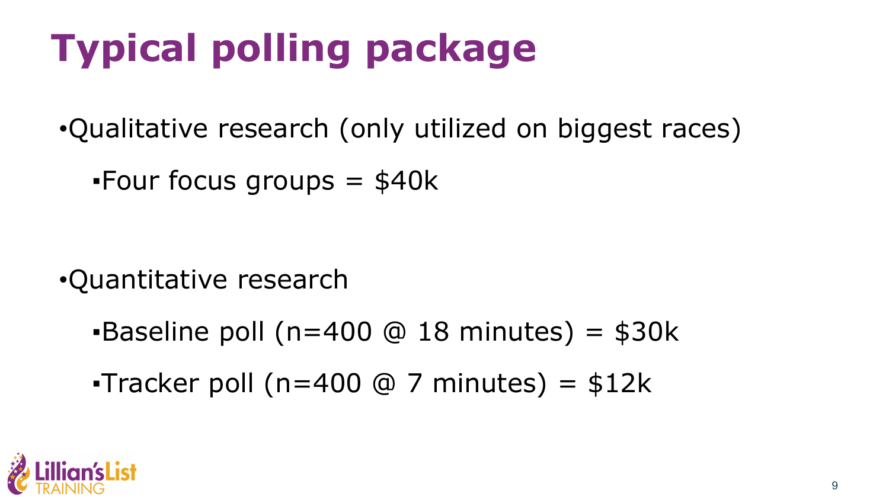# Typical polling package

- Qualitative research (only utilized on biggest races)
  - Four focus groups = $40k

- Quantitative research
  - Baseline poll (n=400 @ 18 minutes) = $30k
  - Tracker poll (n=400 @ 7 minutes) = $12k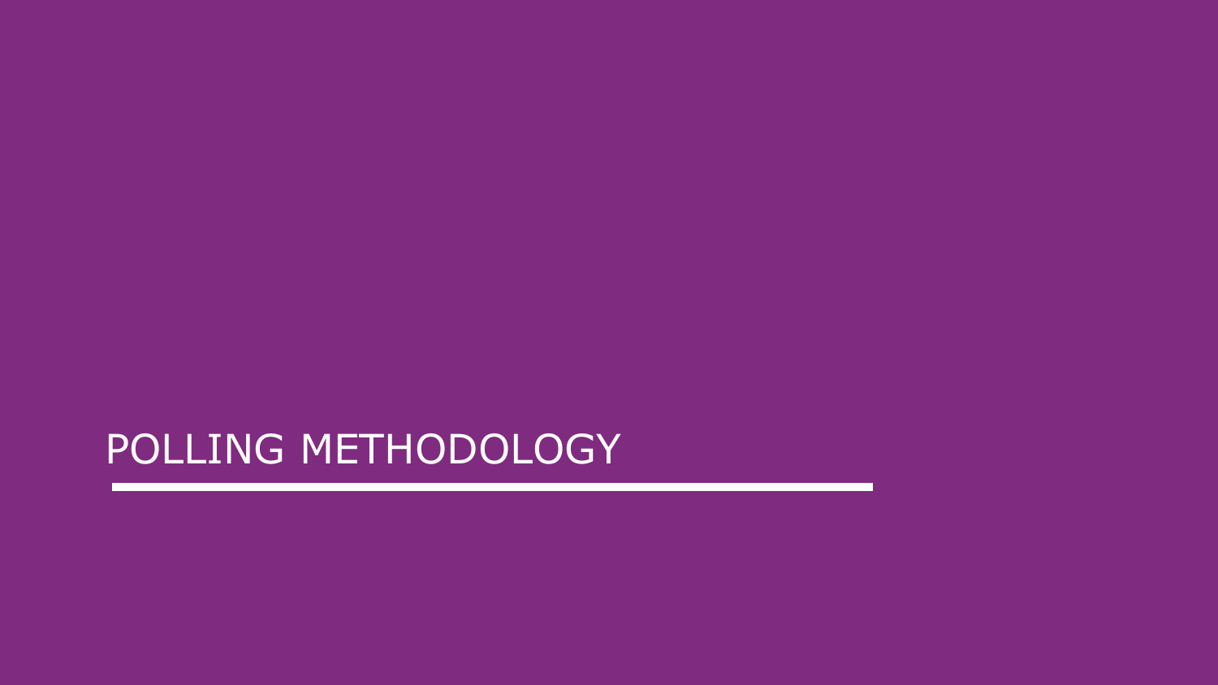# POLLING METHODOLOGY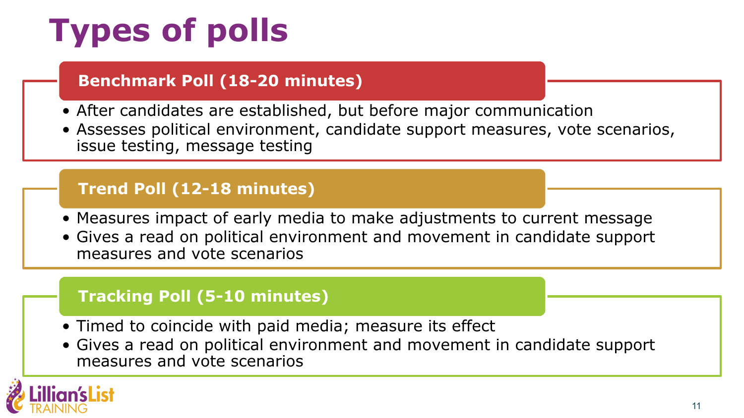# Types of polls

## Benchmark Poll (18-20 minutes)

- After candidates are established, but before major communication
- Assesses political environment, candidate support measures, vote scenarios, issue testing, message testing

## Trend Poll (12-18 minutes)

- Measures impact of early media to make adjustments to current message
- Gives a read on political environment and movement in candidate support measures and vote scenarios

## Tracking Poll (5-10 minutes)

- Timed to coincide with paid media; measure its effect
- Gives a read on political environment and movement in candidate support measures and vote scenarios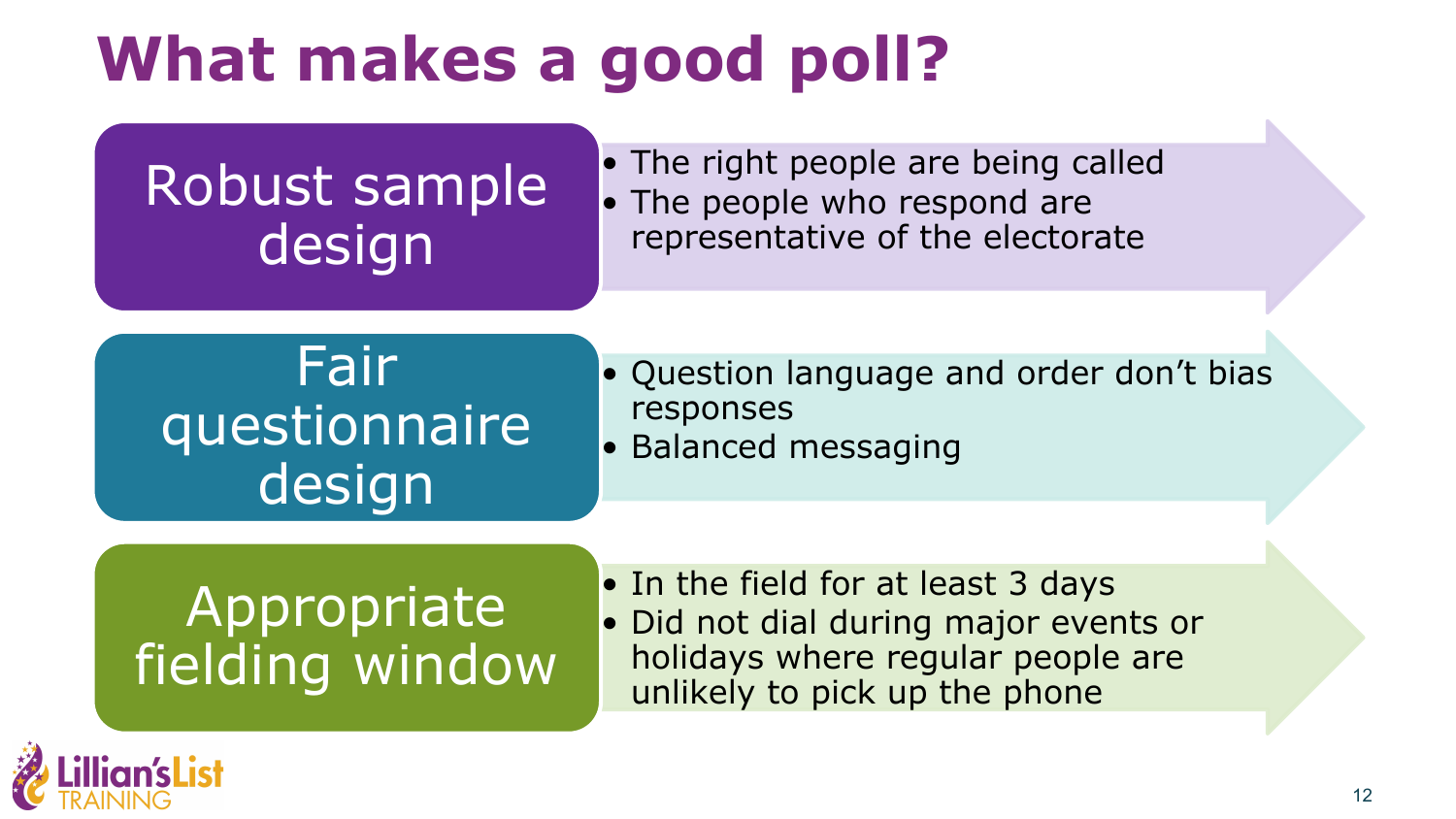# What makes a good poll?

## Robust sample design

- The right people are being called
- The people who respond are representative of the electorate

## Fair questionnaire design

- Question language and order don't bias responses
- Balanced messaging

## Appropriate fielding window

- In the field for at least 3 days
- Did not dial during major events or holidays where regular people are unlikely to pick up the phone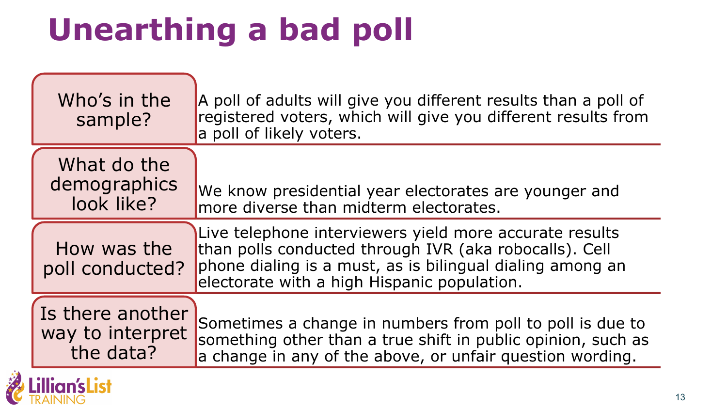# Unearthing a bad poll

| | |
|---|---|
| Who's in the sample? | A poll of adults will give you different results than a poll of registered voters, which will give you different results from a poll of likely voters. |
| What do the demographics look like? | We know presidential year electorates are younger and more diverse than midterm electorates. |
| How was the poll conducted? | Live telephone interviewers yield more accurate results than polls conducted through IVR (aka robocalls). Cell phone dialing is a must, as is bilingual dialing among an electorate with a high Hispanic population. |
| Is there another way to interpret the data? | Sometimes a change in numbers from poll to poll is due to something other than a true shift in public opinion, such as a change in any of the above, or unfair question wording. |

Lillian's List TRAINING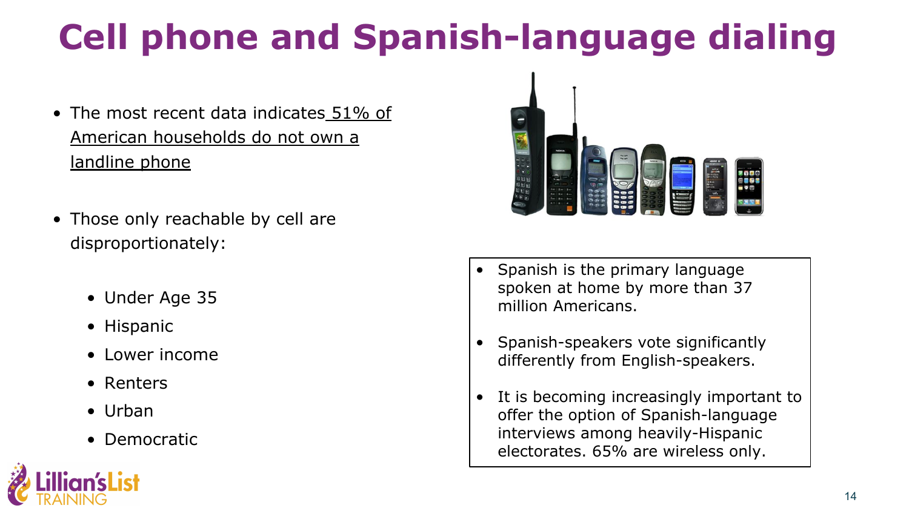# Cell phone and Spanish-language dialing

- The most recent data indicates 51% of American households do not own a landline phone

- Those only reachable by cell are disproportionately:
  - Under Age 35
  - Hispanic
  - Lower income
  - Renters
  - Urban
  - Democratic

- Spanish is the primary language spoken at home by more than 37 million Americans.
- Spanish-speakers vote significantly differently from English-speakers.
- It is becoming increasingly important to offer the option of Spanish-language interviews among heavily-Hispanic electorates. 65% are wireless only.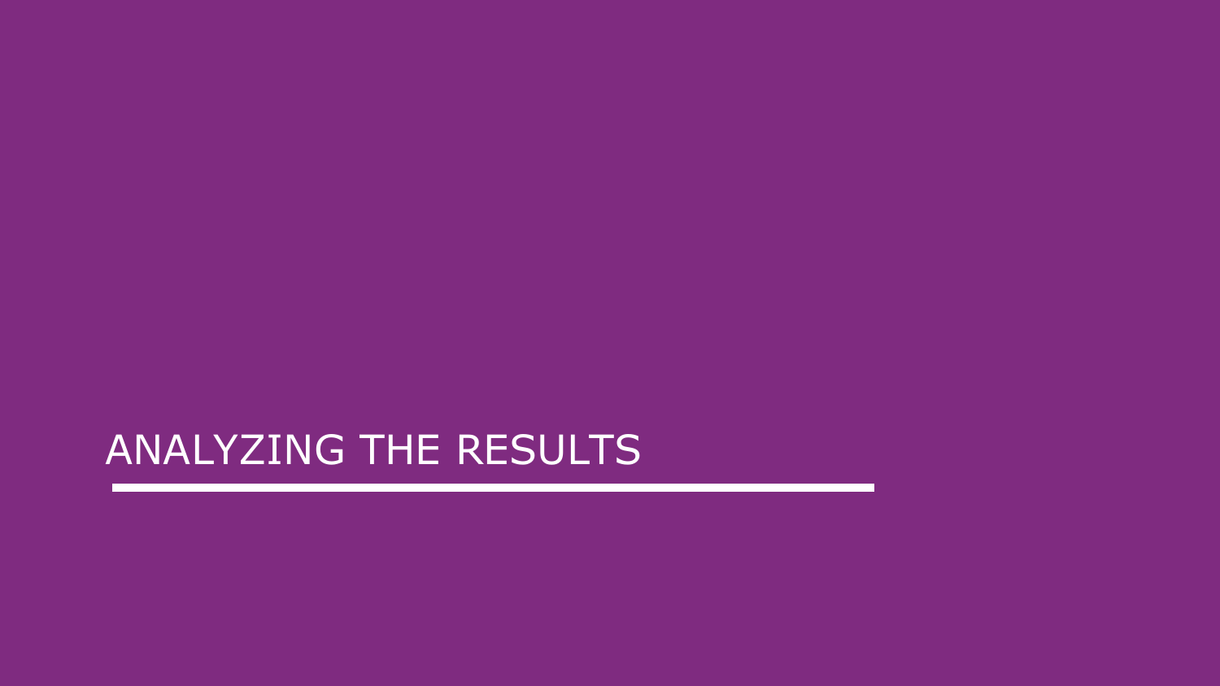# ANALYZING THE RESULTS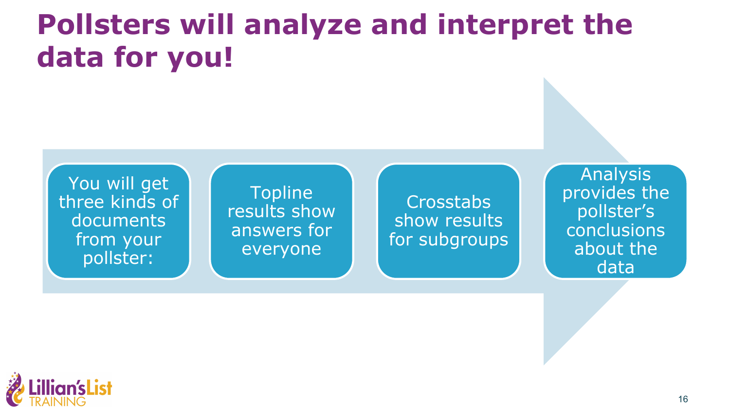# Pollsters will analyze and interpret the data for you!

- You will get three kinds of documents from your pollster:
- Topline results show answers for everyone
- Crosstabs show results for subgroups
- Analysis provides the pollster's conclusions about the data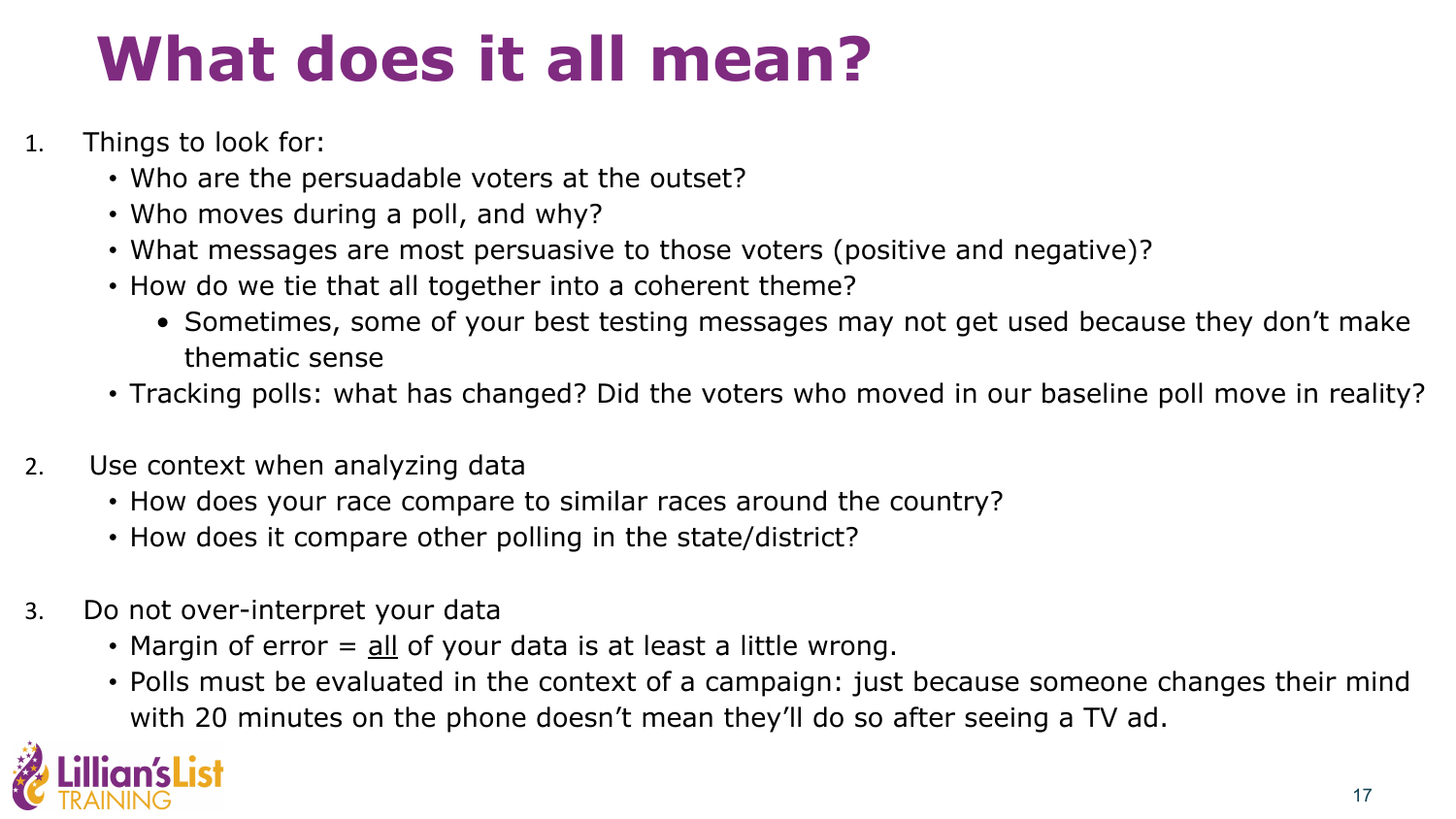# What does it all mean?

1. Things to look for:
   - Who are the persuadable voters at the outset?
   - Who moves during a poll, and why?
   - What messages are most persuasive to those voters (positive and negative)?
   - How do we tie that all together into a coherent theme?
     - Sometimes, some of your best testing messages may not get used because they don't make thematic sense
   - Tracking polls: what has changed? Did the voters who moved in our baseline poll move in reality?

2. Use context when analyzing data
   - How does your race compare to similar races around the country?
   - How does it compare other polling in the state/district?

3. Do not over-interpret your data
   - Margin of error = <u>all</u> of your data is at least a little wrong.
   - Polls must be evaluated in the context of a campaign: just because someone changes their mind with 20 minutes on the phone doesn't mean they'll do so after seeing a TV ad.

Lillian's List TRAINING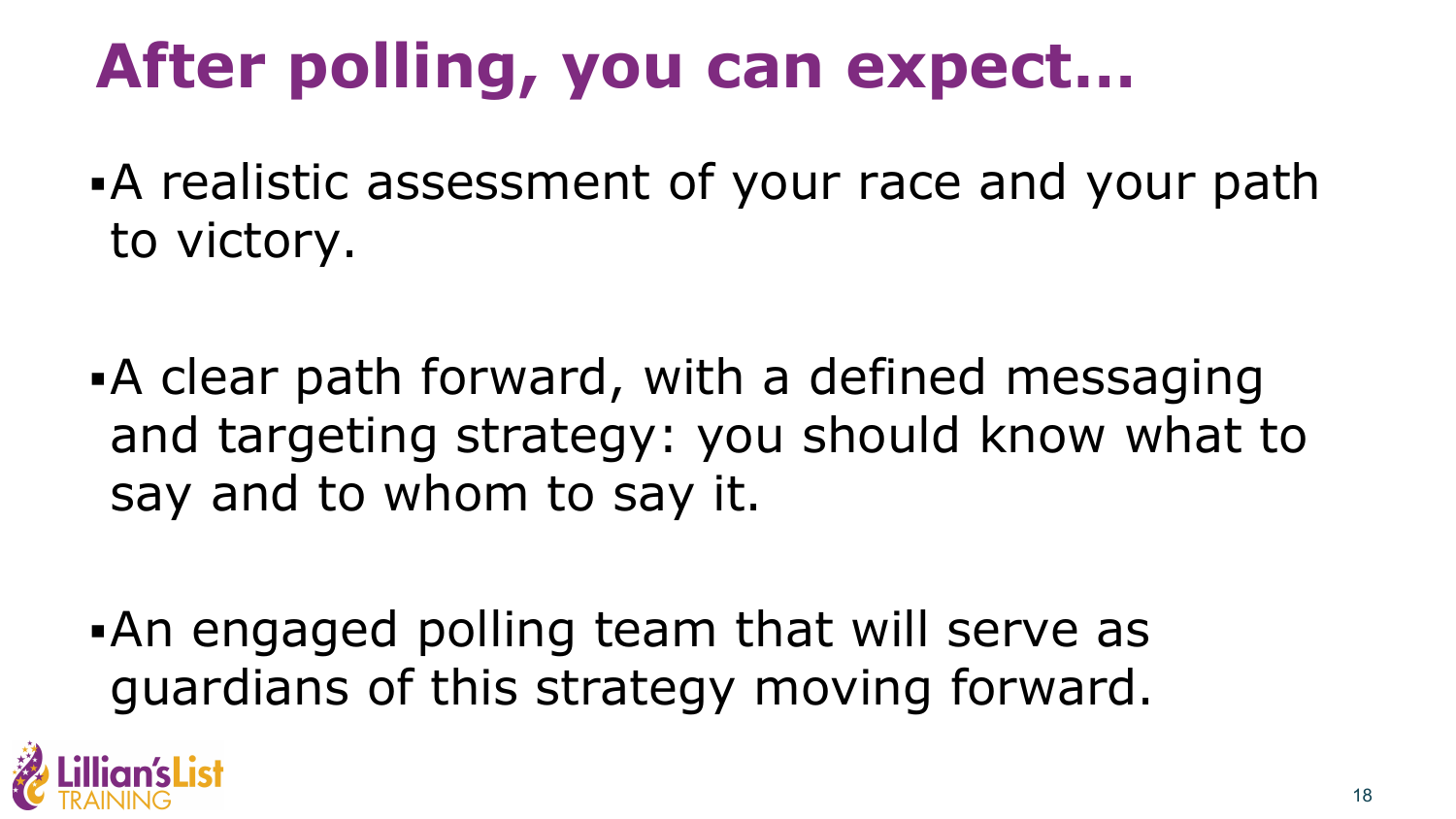# After polling, you can expect…

- A realistic assessment of your race and your path to victory.
- A clear path forward, with a defined messaging and targeting strategy: you should know what to say and to whom to say it.
- An engaged polling team that will serve as guardians of this strategy moving forward.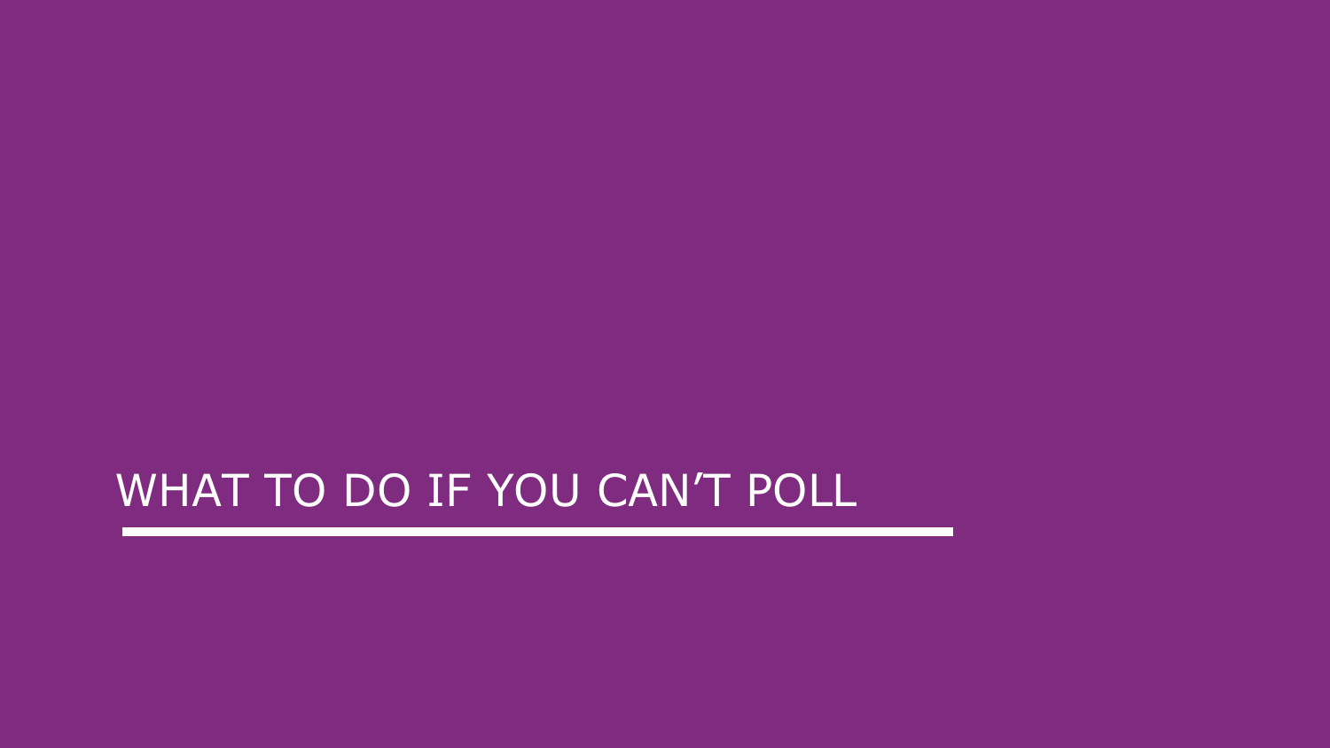# WHAT TO DO IF YOU CAN'T POLL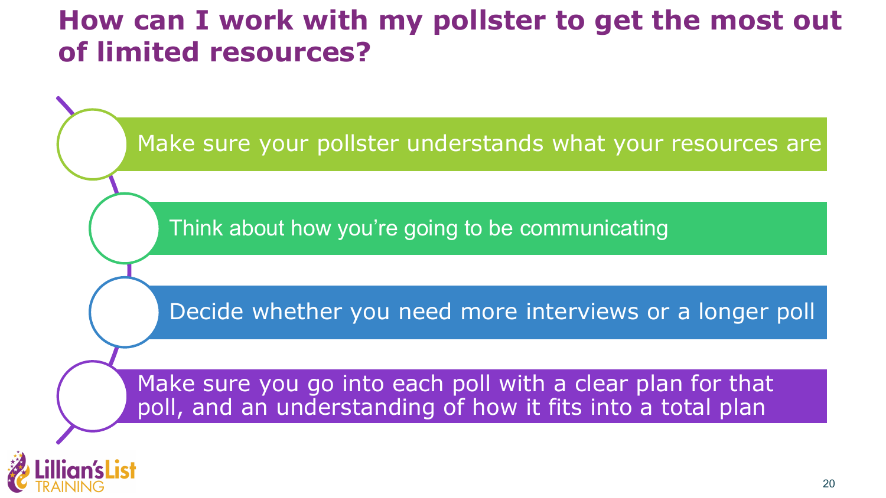# How can I work with my pollster to get the most out of limited resources?

- Make sure your pollster understands what your resources are
- Think about how you're going to be communicating
- Decide whether you need more interviews or a longer poll
- Make sure you go into each poll with a clear plan for that poll, and an understanding of how it fits into a total plan

Lillian's List TRAINING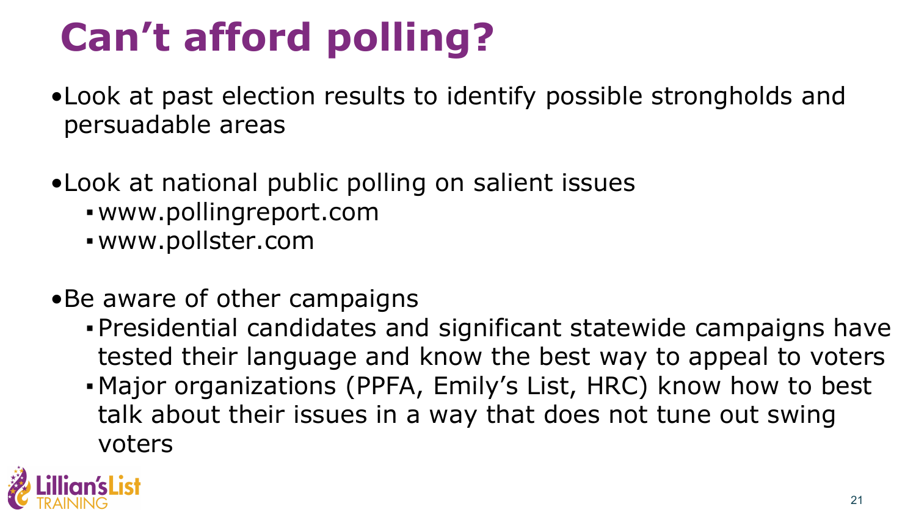# Can't afford polling?

- Look at past election results to identify possible strongholds and persuadable areas

- Look at national public polling on salient issues
  - www.pollingreport.com
  - www.pollster.com

- Be aware of other campaigns
  - Presidential candidates and significant statewide campaigns have tested their language and know the best way to appeal to voters
  - Major organizations (PPFA, Emily's List, HRC) know how to best talk about their issues in a way that does not tune out swing voters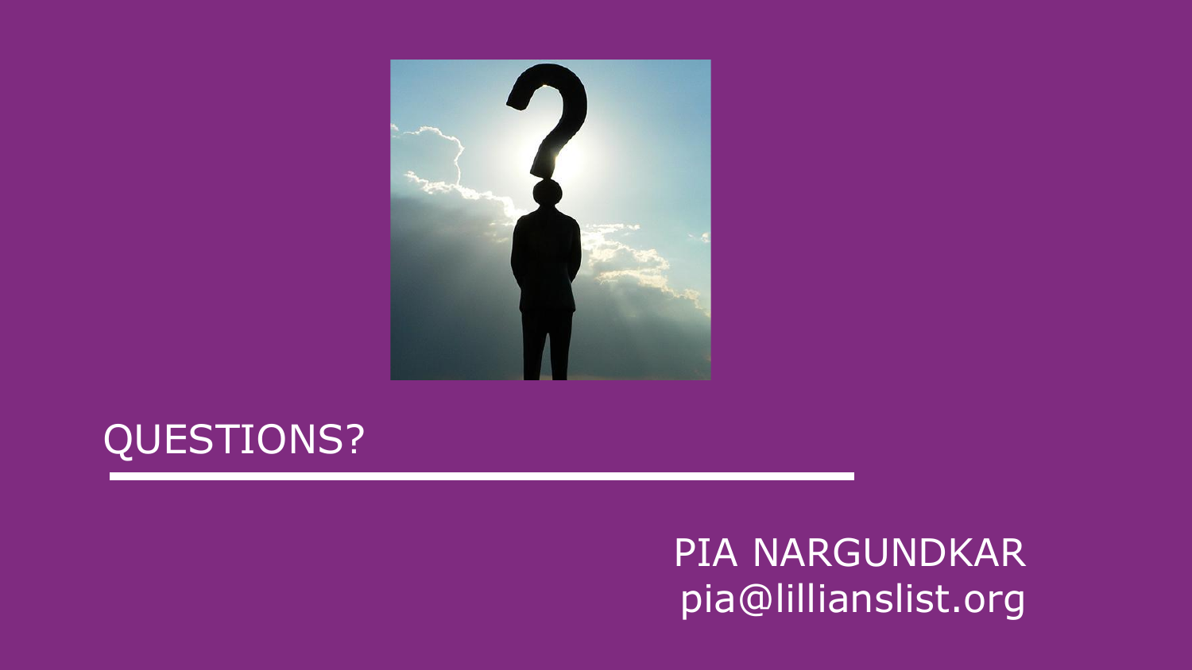# QUESTIONS?

PIA NARGUNDKAR
pia@lillianslist.org